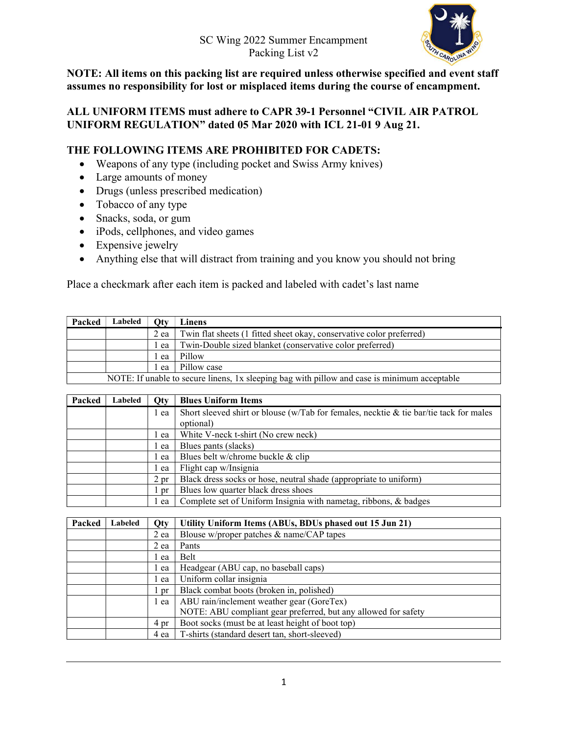# SC Wing 2022 Summer Encampment
## Packing List v2

**NOTE: All items on this packing list are required unless otherwise specified and event staff assumes no responsibility for lost or misplaced items during the course of encampment.**

**ALL UNIFORM ITEMS must adhere to CAPR 39-1 Personnel "CIVIL AIR PATROL UNIFORM REGULATION" dated 05 Mar 2020 with ICL 21-01 9 Aug 21.**

**THE FOLLOWING ITEMS ARE PROHIBITED FOR CADETS:**

- Weapons of any type (including pocket and Swiss Army knives)
- Large amounts of money
- Drugs (unless prescribed medication)
- Tobacco of any type
- Snacks, soda, or gum
- iPods, cellphones, and video games
- Expensive jewelry
- Anything else that will distract from training and you know you should not bring

Place a checkmark after each item is packed and labeled with cadet's last name

| Packed | Labeled | Qty | Linens |
|---|---|---|---|
| | | 2 ea | Twin flat sheets (1 fitted sheet okay, conservative color preferred) |
| | | 1 ea | Twin-Double sized blanket (conservative color preferred) |
| | | 1 ea | Pillow |
| | | 1 ea | Pillow case |
| NOTE: If unable to secure linens, 1x sleeping bag with pillow and case is minimum acceptable | | | |

| Packed | Labeled | Qty | Blues Uniform Items |
|---|---|---|---|
| | | 1 ea | Short sleeved shirt or blouse (w/Tab for females, necktie & tie bar/tie tack for males optional) |
| | | 1 ea | White V-neck t-shirt (No crew neck) |
| | | 1 ea | Blues pants (slacks) |
| | | 1 ea | Blues belt w/chrome buckle & clip |
| | | 1 ea | Flight cap w/Insignia |
| | | 2 pr | Black dress socks or hose, neutral shade (appropriate to uniform) |
| | | 1 pr | Blues low quarter black dress shoes |
| | | 1 ea | Complete set of Uniform Insignia with nametag, ribbons, & badges |

| Packed | Labeled | Qty | Utility Uniform Items (ABUs, BDUs phased out 15 Jun 21) |
|---|---|---|---|
| | | 2 ea | Blouse w/proper patches & name/CAP tapes |
| | | 2 ea | Pants |
| | | 1 ea | Belt |
| | | 1 ea | Headgear (ABU cap, no baseball caps) |
| | | 1 ea | Uniform collar insignia |
| | | 1 pr | Black combat boots (broken in, polished) |
| | | 1 ea | ABU rain/inclement weather gear (GoreTex)<br>NOTE: ABU compliant gear preferred, but any allowed for safety |
| | | 4 pr | Boot socks (must be at least height of boot top) |
| | | 4 ea | T-shirts (standard desert tan, short-sleeved) |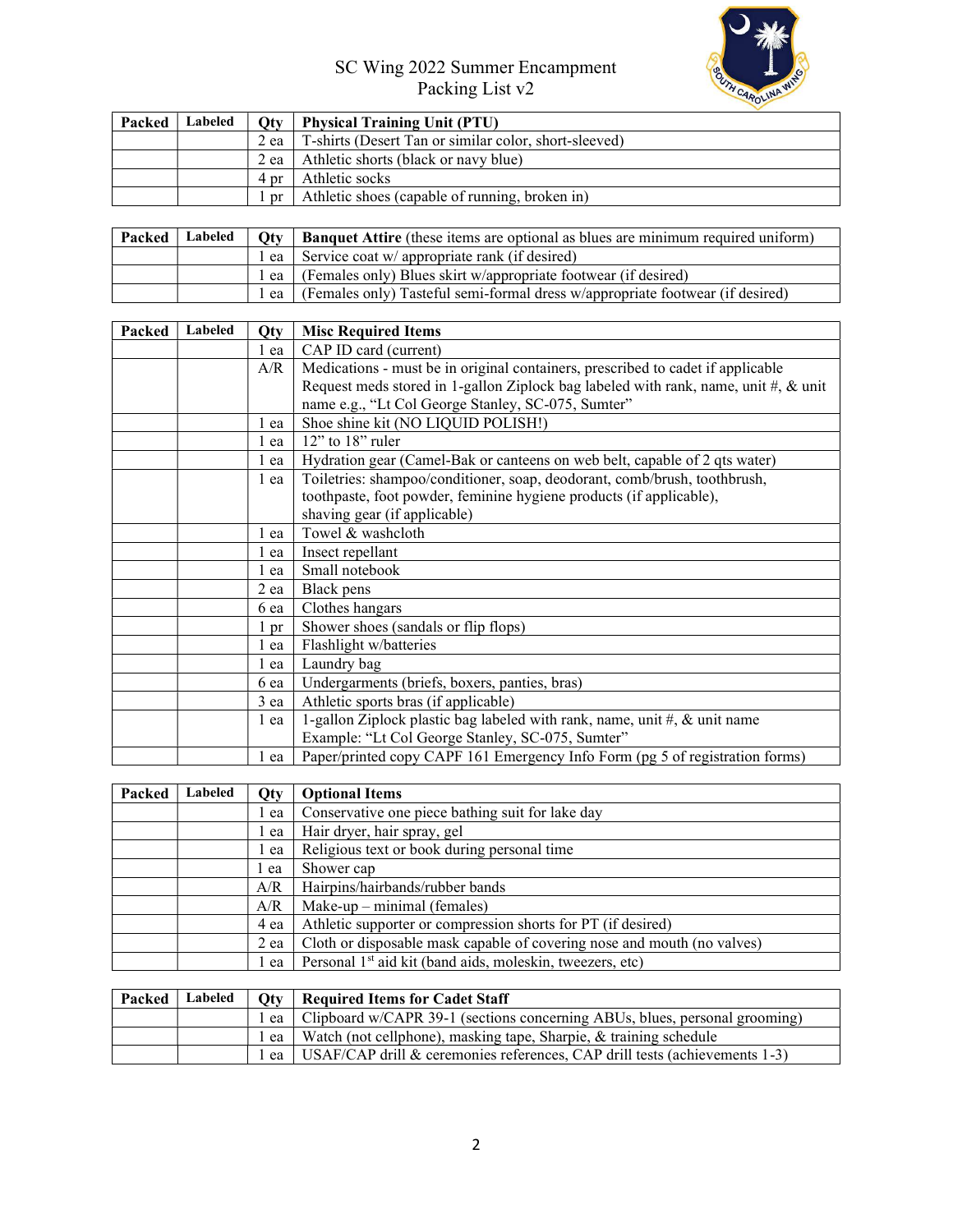# SC Wing 2022 Summer Encampment
## Packing List v2

| Packed | Labeled | Qty | Physical Training Unit (PTU) |
|---|---|---|---|
| | | 2 ea | T-shirts (Desert Tan or similar color, short-sleeved) |
| | | 2 ea | Athletic shorts (black or navy blue) |
| | | 4 pr | Athletic socks |
| | | 1 pr | Athletic shoes (capable of running, broken in) |

| Packed | Labeled | Qty | **Banquet Attire** (these items are optional as blues are minimum required uniform) |
|---|---|---|---|
| | | 1 ea | Service coat w/ appropriate rank (if desired) |
| | | 1 ea | (Females only) Blues skirt w/appropriate footwear (if desired) |
| | | 1 ea | (Females only) Tasteful semi-formal dress w/appropriate footwear (if desired) |

| Packed | Labeled | Qty | Misc Required Items |
|---|---|---|---|
| | | 1 ea | CAP ID card (current) |
| | | A/R | Medications - must be in original containers, prescribed to cadet if applicable Request meds stored in 1-gallon Ziplock bag labeled with rank, name, unit #, & unit name e.g., "Lt Col George Stanley, SC-075, Sumter" |
| | | 1 ea | Shoe shine kit (NO LIQUID POLISH!) |
| | | 1 ea | 12" to 18" ruler |
| | | 1 ea | Hydration gear (Camel-Bak or canteens on web belt, capable of 2 qts water) |
| | | 1 ea | Toiletries: shampoo/conditioner, soap, deodorant, comb/brush, toothbrush, toothpaste, foot powder, feminine hygiene products (if applicable), shaving gear (if applicable) |
| | | 1 ea | Towel & washcloth |
| | | 1 ea | Insect repellant |
| | | 1 ea | Small notebook |
| | | 2 ea | Black pens |
| | | 6 ea | Clothes hangars |
| | | 1 pr | Shower shoes (sandals or flip flops) |
| | | 1 ea | Flashlight w/batteries |
| | | 1 ea | Laundry bag |
| | | 6 ea | Undergarments (briefs, boxers, panties, bras) |
| | | 3 ea | Athletic sports bras (if applicable) |
| | | 1 ea | 1-gallon Ziplock plastic bag labeled with rank, name, unit #, & unit name Example: "Lt Col George Stanley, SC-075, Sumter" |
| | | 1 ea | Paper/printed copy CAPF 161 Emergency Info Form (pg 5 of registration forms) |

| Packed | Labeled | Qty | Optional Items |
|---|---|---|---|
| | | 1 ea | Conservative one piece bathing suit for lake day |
| | | 1 ea | Hair dryer, hair spray, gel |
| | | 1 ea | Religious text or book during personal time |
| | | 1 ea | Shower cap |
| | | A/R | Hairpins/hairbands/rubber bands |
| | | A/R | Make-up – minimal (females) |
| | | 4 ea | Athletic supporter or compression shorts for PT (if desired) |
| | | 2 ea | Cloth or disposable mask capable of covering nose and mouth (no valves) |
| | | 1 ea | Personal 1st aid kit (band aids, moleskin, tweezers, etc) |

| Packed | Labeled | Qty | Required Items for Cadet Staff |
|---|---|---|---|
| | | 1 ea | Clipboard w/CAPR 39-1 (sections concerning ABUs, blues, personal grooming) |
| | | 1 ea | Watch (not cellphone), masking tape, Sharpie, & training schedule |
| | | 1 ea | USAF/CAP drill & ceremonies references, CAP drill tests (achievements 1-3) |